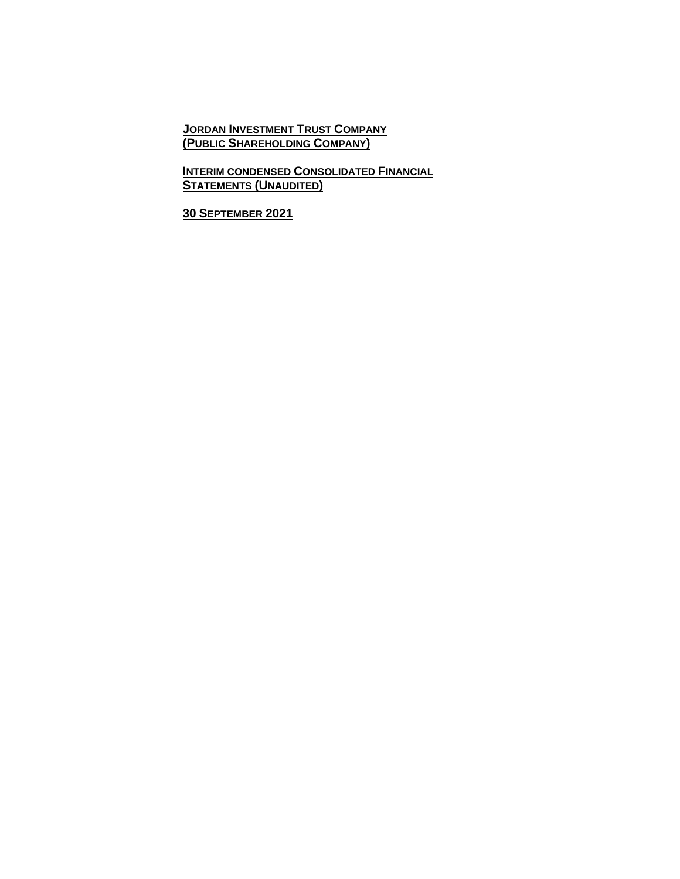**JORDAN INVESTMENT TRUST COMPANY**
**(PUBLIC SHAREHOLDING COMPANY)**

**INTERIM CONDENSED CONSOLIDATED FINANCIAL STATEMENTS (UNAUDITED)**

**30 SEPTEMBER 2021**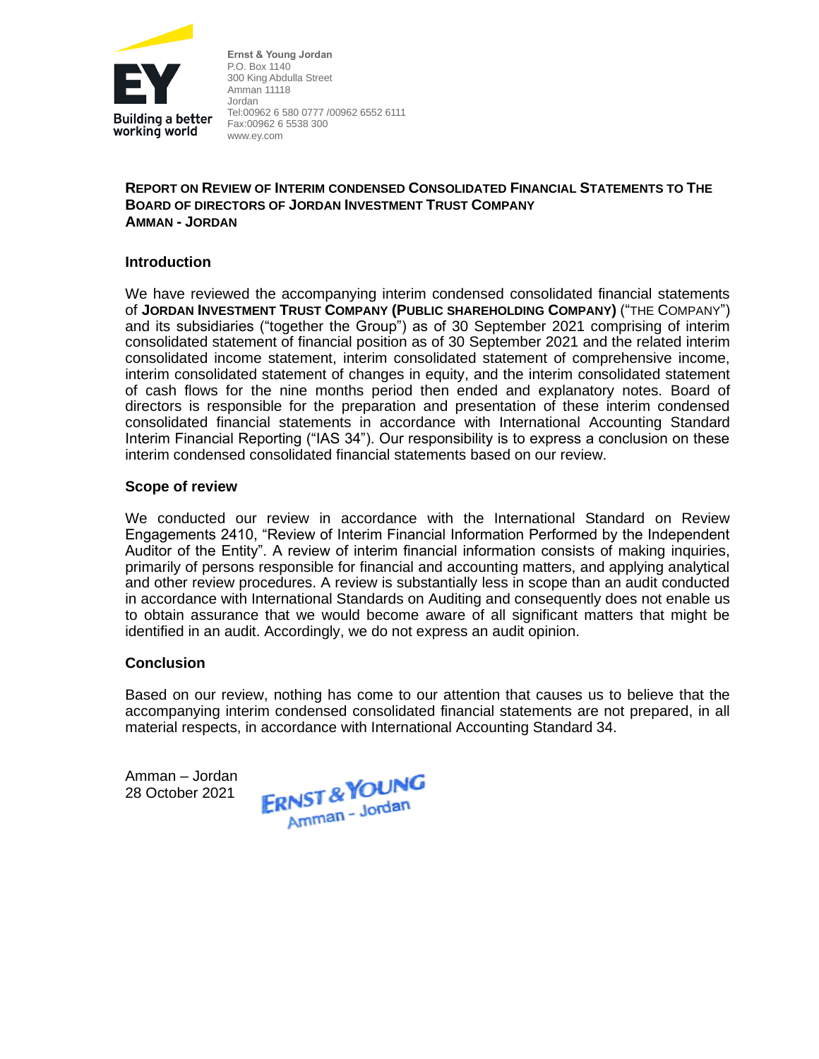Ernst & Young Jordan
P.O. Box 1140
300 King Abdulla Street
Amman 11118
Jordan
Tel:00962 6 580 0777 /00962 6552 6111
Fax:00962 6 5538 300
www.ey.com

**REPORT ON REVIEW OF INTERIM CONDENSED CONSOLIDATED FINANCIAL STATEMENTS TO THE BOARD OF DIRECTORS OF JORDAN INVESTMENT TRUST COMPANY**
**AMMAN - JORDAN**

## Introduction

We have reviewed the accompanying interim condensed consolidated financial statements of **JORDAN INVESTMENT TRUST COMPANY (PUBLIC SHAREHOLDING COMPANY)** ("THE COMPANY") and its subsidiaries ("together the Group") as of 30 September 2021 comprising of interim consolidated statement of financial position as of 30 September 2021 and the related interim consolidated income statement, interim consolidated statement of comprehensive income, interim consolidated statement of changes in equity, and the interim consolidated statement of cash flows for the nine months period then ended and explanatory notes. Board of directors is responsible for the preparation and presentation of these interim condensed consolidated financial statements in accordance with International Accounting Standard Interim Financial Reporting ("IAS 34"). Our responsibility is to express a conclusion on these interim condensed consolidated financial statements based on our review.

## Scope of review

We conducted our review in accordance with the International Standard on Review Engagements 2410, "Review of Interim Financial Information Performed by the Independent Auditor of the Entity". A review of interim financial information consists of making inquiries, primarily of persons responsible for financial and accounting matters, and applying analytical and other review procedures. A review is substantially less in scope than an audit conducted in accordance with International Standards on Auditing and consequently does not enable us to obtain assurance that we would become aware of all significant matters that might be identified in an audit. Accordingly, we do not express an audit opinion.

## Conclusion

Based on our review, nothing has come to our attention that causes us to believe that the accompanying interim condensed consolidated financial statements are not prepared, in all material respects, in accordance with International Accounting Standard 34.

Amman – Jordan
28 October 2021

ERNST & YOUNG
Amman - Jordan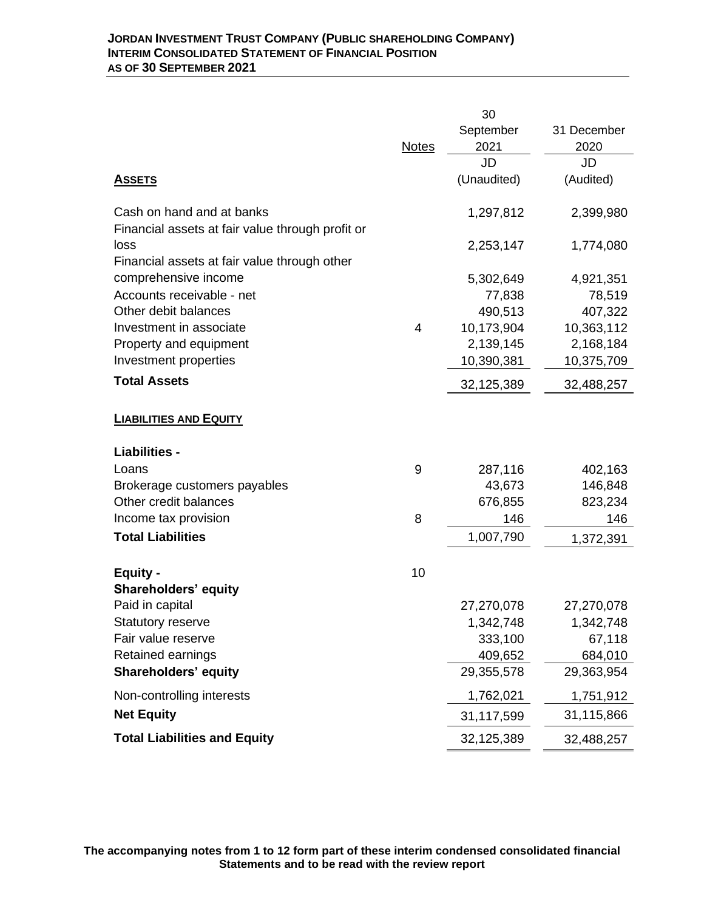**JORDAN INVESTMENT TRUST COMPANY (PUBLIC SHAREHOLDING COMPANY)**
**INTERIM CONSOLIDATED STATEMENT OF FINANCIAL POSITION**
**AS OF 30 SEPTEMBER 2021**

| | Notes | 30 September 2021 | 31 December 2020 |
|---|---|---|---|
| | | JD | JD |
| **ASSETS** | | (Unaudited) | (Audited) |
| Cash on hand and at banks | | 1,297,812 | 2,399,980 |
| Financial assets at fair value through profit or loss | | 2,253,147 | 1,774,080 |
| Financial assets at fair value through other comprehensive income | | 5,302,649 | 4,921,351 |
| Accounts receivable - net | | 77,838 | 78,519 |
| Other debit balances | | 490,513 | 407,322 |
| Investment in associate | 4 | 10,173,904 | 10,363,112 |
| Property and equipment | | 2,139,145 | 2,168,184 |
| Investment properties | | 10,390,381 | 10,375,709 |
| **Total Assets** | | 32,125,389 | 32,488,257 |
| **LIABILITIES AND EQUITY** | | | |
| **Liabilities -** | | | |
| Loans | 9 | 287,116 | 402,163 |
| Brokerage customers payables | | 43,673 | 146,848 |
| Other credit balances | | 676,855 | 823,234 |
| Income tax provision | 8 | 146 | 146 |
| **Total Liabilities** | | 1,007,790 | 1,372,391 |
| **Equity -** | 10 | | |
| **Shareholders' equity** | | | |
| Paid in capital | | 27,270,078 | 27,270,078 |
| Statutory reserve | | 1,342,748 | 1,342,748 |
| Fair value reserve | | 333,100 | 67,118 |
| Retained earnings | | 409,652 | 684,010 |
| **Shareholders' equity** | | 29,355,578 | 29,363,954 |
| Non-controlling interests | | 1,762,021 | 1,751,912 |
| **Net Equity** | | 31,117,599 | 31,115,866 |
| **Total Liabilities and Equity** | | 32,125,389 | 32,488,257 |

**The accompanying notes from 1 to 12 form part of these interim condensed consolidated financial Statements and to be read with the review report**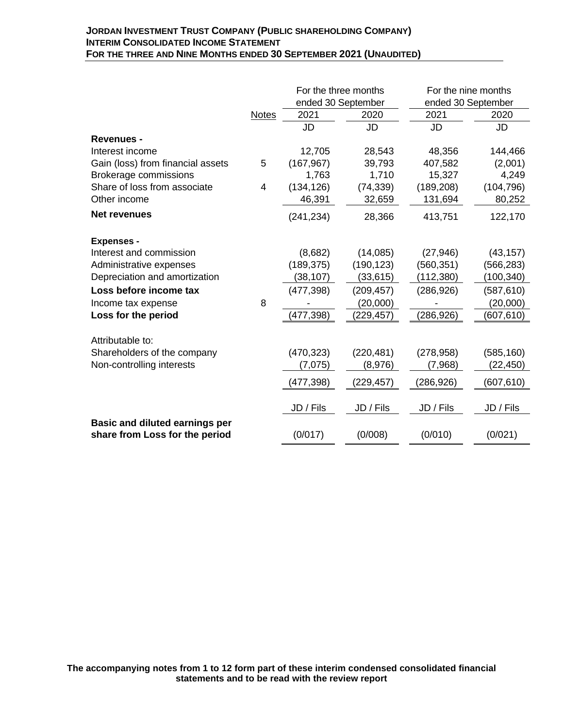**JORDAN INVESTMENT TRUST COMPANY (PUBLIC SHAREHOLDING COMPANY)**
**INTERIM CONSOLIDATED INCOME STATEMENT**
**FOR THE THREE AND NINE MONTHS ENDED 30 SEPTEMBER 2021 (UNAUDITED)**

| | | For the three months ended 30 September | | For the nine months ended 30 September | |
|---|---|---|---|---|---|
| | Notes | 2021 | 2020 | 2021 | 2020 |
| | | JD | JD | JD | JD |
| **Revenues -** | | | | | |
| Interest income | | 12,705 | 28,543 | 48,356 | 144,466 |
| Gain (loss) from financial assets | 5 | (167,967) | 39,793 | 407,582 | (2,001) |
| Brokerage commissions | | 1,763 | 1,710 | 15,327 | 4,249 |
| Share of loss from associate | 4 | (134,126) | (74,339) | (189,208) | (104,796) |
| Other income | | 46,391 | 32,659 | 131,694 | 80,252 |
| **Net revenues** | | (241,234) | 28,366 | 413,751 | 122,170 |
| **Expenses -** | | | | | |
| Interest and commission | | (8,682) | (14,085) | (27,946) | (43,157) |
| Administrative expenses | | (189,375) | (190,123) | (560,351) | (566,283) |
| Depreciation and amortization | | (38,107) | (33,615) | (112,380) | (100,340) |
| **Loss before income tax** | | (477,398) | (209,457) | (286,926) | (587,610) |
| Income tax expense | 8 | - | (20,000) | - | (20,000) |
| **Loss for the period** | | (477,398) | (229,457) | (286,926) | (607,610) |
| Attributable to: | | | | | |
| Shareholders of the company | | (470,323) | (220,481) | (278,958) | (585,160) |
| Non-controlling interests | | (7,075) | (8,976) | (7,968) | (22,450) |
| | | (477,398) | (229,457) | (286,926) | (607,610) |
| | | JD / Fils | JD / Fils | JD / Fils | JD / Fils |
| **Basic and diluted earnings per share from Loss for the period** | | (0/017) | (0/008) | (0/010) | (0/021) |

**The accompanying notes from 1 to 12 form part of these interim condensed consolidated financial statements and to be read with the review report**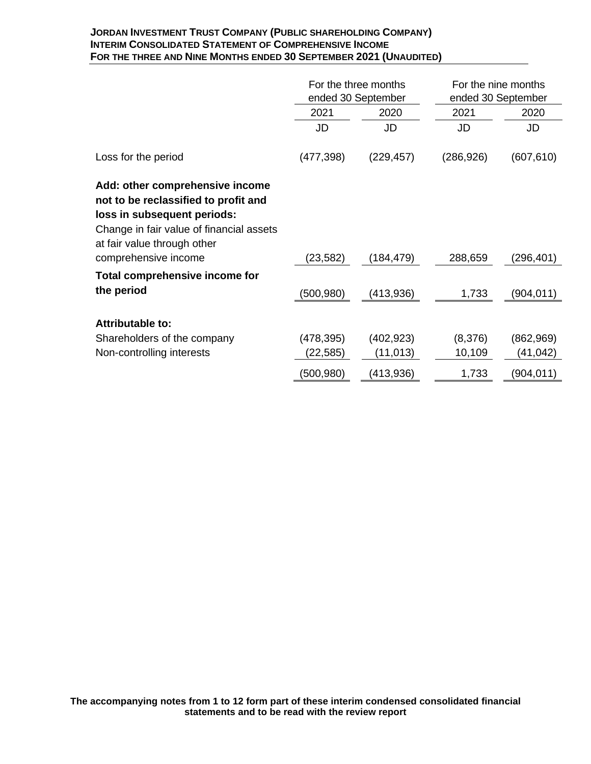**JORDAN INVESTMENT TRUST COMPANY (PUBLIC SHAREHOLDING COMPANY)**
**INTERIM CONSOLIDATED STATEMENT OF COMPREHENSIVE INCOME**
**FOR THE THREE AND NINE MONTHS ENDED 30 SEPTEMBER 2021 (UNAUDITED)**

| | For the three months ended 30 September | | For the nine months ended 30 September | |
|---|---|---|---|---|
| | 2021 | 2020 | 2021 | 2020 |
| | JD | JD | JD | JD |
| Loss for the period | (477,398) | (229,457) | (286,926) | (607,610) |
| **Add: other comprehensive income not to be reclassified to profit and loss in subsequent periods:** | | | | |
| Change in fair value of financial assets at fair value through other comprehensive income | (23,582) | (184,479) | 288,659 | (296,401) |
| **Total comprehensive income for the period** | (500,980) | (413,936) | 1,733 | (904,011) |
| **Attributable to:** | | | | |
| Shareholders of the company | (478,395) | (402,923) | (8,376) | (862,969) |
| Non-controlling interests | (22,585) | (11,013) | 10,109 | (41,042) |
| | (500,980) | (413,936) | 1,733 | (904,011) |

**The accompanying notes from 1 to 12 form part of these interim condensed consolidated financial statements and to be read with the review report**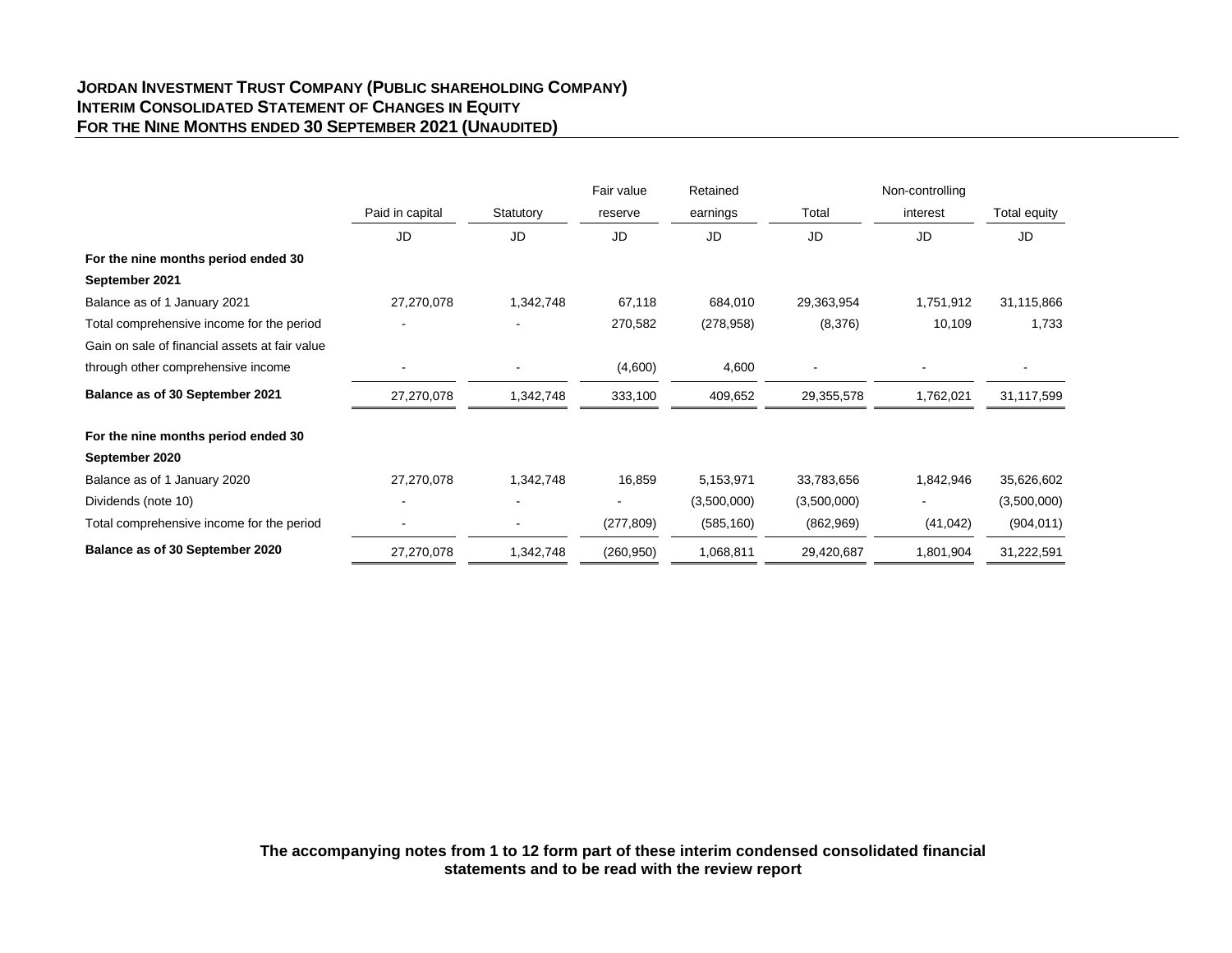**JORDAN INVESTMENT TRUST COMPANY (PUBLIC SHAREHOLDING COMPANY)**
**INTERIM CONSOLIDATED STATEMENT OF CHANGES IN EQUITY**
**FOR THE NINE MONTHS ENDED 30 SEPTEMBER 2021 (UNAUDITED)**

| | Paid in capital | Statutory | Fair value reserve | Retained earnings | Total | Non-controlling interest | Total equity |
|---|---|---|---|---|---|---|---|
| | JD | JD | JD | JD | JD | JD | JD |
| **For the nine months period ended 30 September 2021** | | | | | | | |
| Balance as of 1 January 2021 | 27,270,078 | 1,342,748 | 67,118 | 684,010 | 29,363,954 | 1,751,912 | 31,115,866 |
| Total comprehensive income for the period | - | - | 270,582 | (278,958) | (8,376) | 10,109 | 1,733 |
| Gain on sale of financial assets at fair value through other comprehensive income | - | - | (4,600) | 4,600 | - | - | - |
| **Balance as of 30 September 2021** | 27,270,078 | 1,342,748 | 333,100 | 409,652 | 29,355,578 | 1,762,021 | 31,117,599 |
| **For the nine months period ended 30 September 2020** | | | | | | | |
| Balance as of 1 January 2020 | 27,270,078 | 1,342,748 | 16,859 | 5,153,971 | 33,783,656 | 1,842,946 | 35,626,602 |
| Dividends (note 10) | - | - | - | (3,500,000) | (3,500,000) | - | (3,500,000) |
| Total comprehensive income for the period | - | - | (277,809) | (585,160) | (862,969) | (41,042) | (904,011) |
| **Balance as of 30 September 2020** | 27,270,078 | 1,342,748 | (260,950) | 1,068,811 | 29,420,687 | 1,801,904 | 31,222,591 |

**The accompanying notes from 1 to 12 form part of these interim condensed consolidated financial statements and to be read with the review report**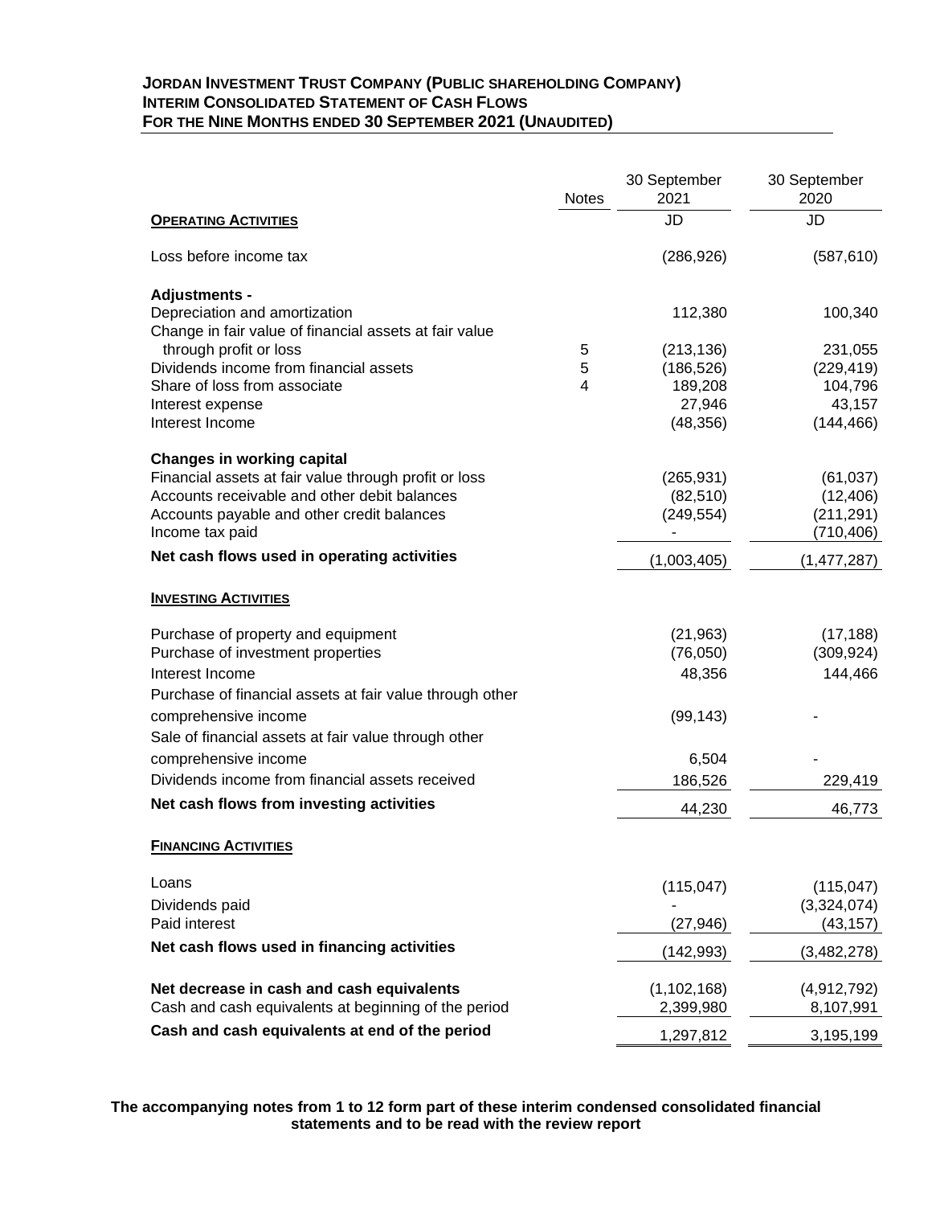**JORDAN INVESTMENT TRUST COMPANY (PUBLIC SHAREHOLDING COMPANY)**
**INTERIM CONSOLIDATED STATEMENT OF CASH FLOWS**
**FOR THE NINE MONTHS ENDED 30 SEPTEMBER 2021 (UNAUDITED)**

| | Notes | 30 September 2021 | 30 September 2020 |
|---|---|---|---|
| **OPERATING ACTIVITIES** | | JD | JD |
| Loss before income tax | | (286,926) | (587,610) |
| **Adjustments -** | | | |
| Depreciation and amortization | | 112,380 | 100,340 |
| Change in fair value of financial assets at fair value through profit or loss | 5 | (213,136) | 231,055 |
| Dividends income from financial assets | 5 | (186,526) | (229,419) |
| Share of loss from associate | 4 | 189,208 | 104,796 |
| Interest expense | | 27,946 | 43,157 |
| Interest Income | | (48,356) | (144,466) |
| **Changes in working capital** | | | |
| Financial assets at fair value through profit or loss | | (265,931) | (61,037) |
| Accounts receivable and other debit balances | | (82,510) | (12,406) |
| Accounts payable and other credit balances | | (249,554) | (211,291) |
| Income tax paid | | - | (710,406) |
| **Net cash flows used in operating activities** | | (1,003,405) | (1,477,287) |
| **INVESTING ACTIVITIES** | | | |
| Purchase of property and equipment | | (21,963) | (17,188) |
| Purchase of investment properties | | (76,050) | (309,924) |
| Interest Income | | 48,356 | 144,466 |
| Purchase of financial assets at fair value through other comprehensive income | | (99,143) | - |
| Sale of financial assets at fair value through other comprehensive income | | 6,504 | - |
| Dividends income from financial assets received | | 186,526 | 229,419 |
| **Net cash flows from investing activities** | | 44,230 | 46,773 |
| **FINANCING ACTIVITIES** | | | |
| Loans | | (115,047) | (115,047) |
| Dividends paid | | - | (3,324,074) |
| Paid interest | | (27,946) | (43,157) |
| **Net cash flows used in financing activities** | | (142,993) | (3,482,278) |
| **Net decrease in cash and cash equivalents** | | (1,102,168) | (4,912,792) |
| Cash and cash equivalents at beginning of the period | | 2,399,980 | 8,107,991 |
| **Cash and cash equivalents at end of the period** | | 1,297,812 | 3,195,199 |

**The accompanying notes from 1 to 12 form part of these interim condensed consolidated financial statements and to be read with the review report**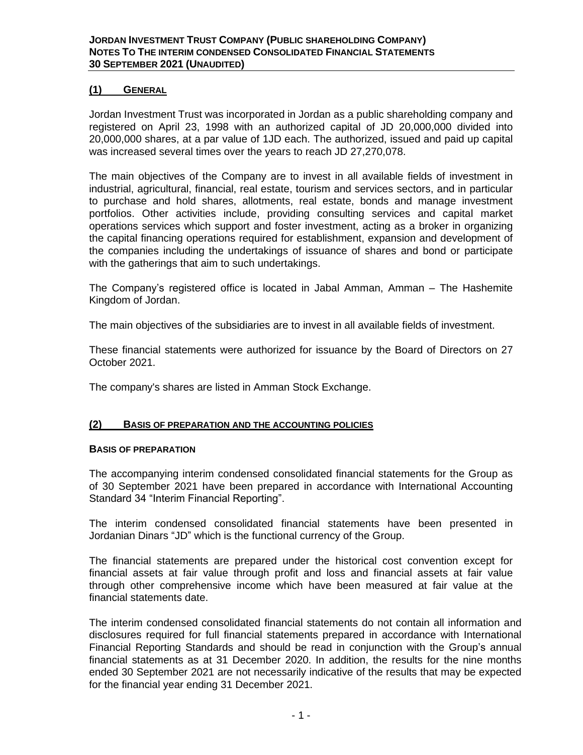## (1) General

Jordan Investment Trust was incorporated in Jordan as a public shareholding company and registered on April 23, 1998 with an authorized capital of JD 20,000,000 divided into 20,000,000 shares, at a par value of 1JD each. The authorized, issued and paid up capital was increased several times over the years to reach JD 27,270,078.

The main objectives of the Company are to invest in all available fields of investment in industrial, agricultural, financial, real estate, tourism and services sectors, and in particular to purchase and hold shares, allotments, real estate, bonds and manage investment portfolios. Other activities include, providing consulting services and capital market operations services which support and foster investment, acting as a broker in organizing the capital financing operations required for establishment, expansion and development of the companies including the undertakings of issuance of shares and bond or participate with the gatherings that aim to such undertakings.

The Company's registered office is located in Jabal Amman, Amman – The Hashemite Kingdom of Jordan.

The main objectives of the subsidiaries are to invest in all available fields of investment.

These financial statements were authorized for issuance by the Board of Directors on 27 October 2021.

The company's shares are listed in Amman Stock Exchange.

## (2) Basis of preparation and the accounting policies

### Basis of preparation

The accompanying interim condensed consolidated financial statements for the Group as of 30 September 2021 have been prepared in accordance with International Accounting Standard 34 "Interim Financial Reporting".

The interim condensed consolidated financial statements have been presented in Jordanian Dinars "JD" which is the functional currency of the Group.

The financial statements are prepared under the historical cost convention except for financial assets at fair value through profit and loss and financial assets at fair value through other comprehensive income which have been measured at fair value at the financial statements date.

The interim condensed consolidated financial statements do not contain all information and disclosures required for full financial statements prepared in accordance with International Financial Reporting Standards and should be read in conjunction with the Group's annual financial statements as at 31 December 2020. In addition, the results for the nine months ended 30 September 2021 are not necessarily indicative of the results that may be expected for the financial year ending 31 December 2021.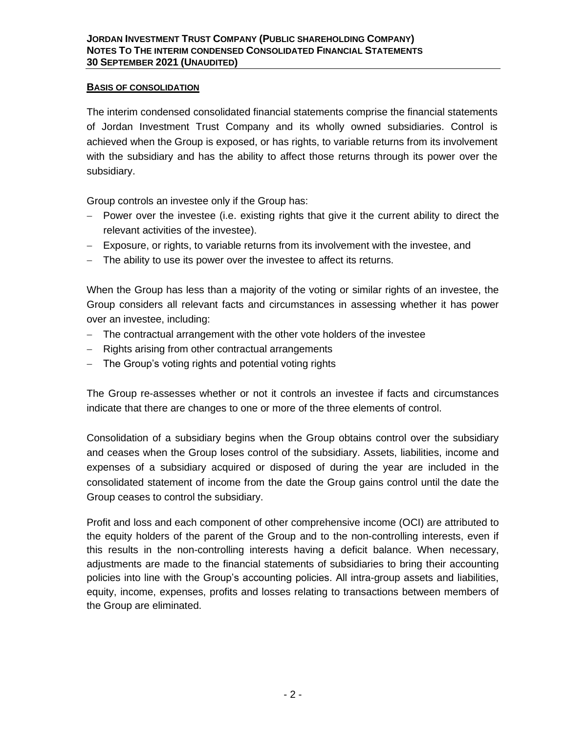**BASIS OF CONSOLIDATION**

The interim condensed consolidated financial statements comprise the financial statements of Jordan Investment Trust Company and its wholly owned subsidiaries. Control is achieved when the Group is exposed, or has rights, to variable returns from its involvement with the subsidiary and has the ability to affect those returns through its power over the subsidiary.

Group controls an investee only if the Group has:

- Power over the investee (i.e. existing rights that give it the current ability to direct the relevant activities of the investee).
- Exposure, or rights, to variable returns from its involvement with the investee, and
- The ability to use its power over the investee to affect its returns.

When the Group has less than a majority of the voting or similar rights of an investee, the Group considers all relevant facts and circumstances in assessing whether it has power over an investee, including:

- The contractual arrangement with the other vote holders of the investee
- Rights arising from other contractual arrangements
- The Group's voting rights and potential voting rights

The Group re-assesses whether or not it controls an investee if facts and circumstances indicate that there are changes to one or more of the three elements of control.

Consolidation of a subsidiary begins when the Group obtains control over the subsidiary and ceases when the Group loses control of the subsidiary. Assets, liabilities, income and expenses of a subsidiary acquired or disposed of during the year are included in the consolidated statement of income from the date the Group gains control until the date the Group ceases to control the subsidiary.

Profit and loss and each component of other comprehensive income (OCI) are attributed to the equity holders of the parent of the Group and to the non-controlling interests, even if this results in the non-controlling interests having a deficit balance. When necessary, adjustments are made to the financial statements of subsidiaries to bring their accounting policies into line with the Group's accounting policies. All intra-group assets and liabilities, equity, income, expenses, profits and losses relating to transactions between members of the Group are eliminated.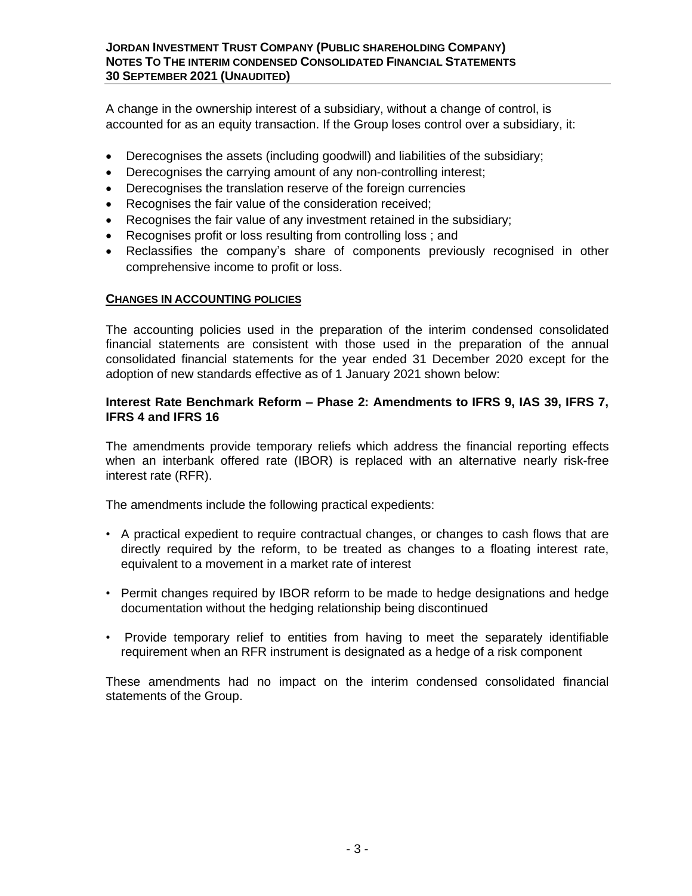A change in the ownership interest of a subsidiary, without a change of control, is accounted for as an equity transaction. If the Group loses control over a subsidiary, it:

- Derecognises the assets (including goodwill) and liabilities of the subsidiary;
- Derecognises the carrying amount of any non-controlling interest;
- Derecognises the translation reserve of the foreign currencies
- Recognises the fair value of the consideration received;
- Recognises the fair value of any investment retained in the subsidiary;
- Recognises profit or loss resulting from controlling loss ; and
- Reclassifies the company's share of components previously recognised in other comprehensive income to profit or loss.

## CHANGES IN ACCOUNTING POLICIES

The accounting policies used in the preparation of the interim condensed consolidated financial statements are consistent with those used in the preparation of the annual consolidated financial statements for the year ended 31 December 2020 except for the adoption of new standards effective as of 1 January 2021 shown below:

### Interest Rate Benchmark Reform – Phase 2: Amendments to IFRS 9, IAS 39, IFRS 7, IFRS 4 and IFRS 16

The amendments provide temporary reliefs which address the financial reporting effects when an interbank offered rate (IBOR) is replaced with an alternative nearly risk-free interest rate (RFR).

The amendments include the following practical expedients:

- A practical expedient to require contractual changes, or changes to cash flows that are directly required by the reform, to be treated as changes to a floating interest rate, equivalent to a movement in a market rate of interest

- Permit changes required by IBOR reform to be made to hedge designations and hedge documentation without the hedging relationship being discontinued

- Provide temporary relief to entities from having to meet the separately identifiable requirement when an RFR instrument is designated as a hedge of a risk component

These amendments had no impact on the interim condensed consolidated financial statements of the Group.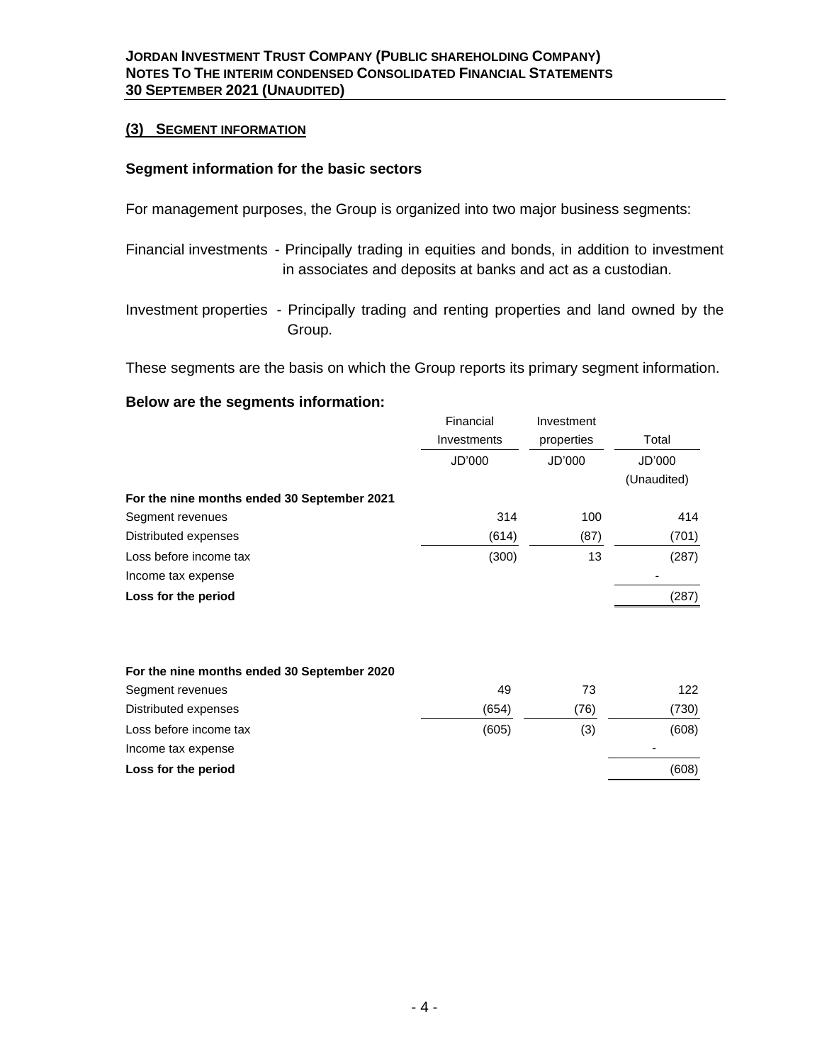## (3) SEGMENT INFORMATION

### Segment information for the basic sectors

For management purposes, the Group is organized into two major business segments:

Financial investments - Principally trading in equities and bonds, in addition to investment in associates and deposits at banks and act as a custodian.

Investment properties - Principally trading and renting properties and land owned by the Group.

These segments are the basis on which the Group reports its primary segment information.

### Below are the segments information:

| | Financial Investments | Investment properties | Total |
|---|---|---|---|
| | JD'000 | JD'000 | JD'000 (Unaudited) |
| **For the nine months ended 30 September 2021** | | | |
| Segment revenues | 314 | 100 | 414 |
| Distributed expenses | (614) | (87) | (701) |
| Loss before income tax | (300) | 13 | (287) |
| Income tax expense | | | - |
| **Loss for the period** | | | (287) |
| | | | |
| **For the nine months ended 30 September 2020** | | | |
| Segment revenues | 49 | 73 | 122 |
| Distributed expenses | (654) | (76) | (730) |
| Loss before income tax | (605) | (3) | (608) |
| Income tax expense | | | - |
| **Loss for the period** | | | (608) |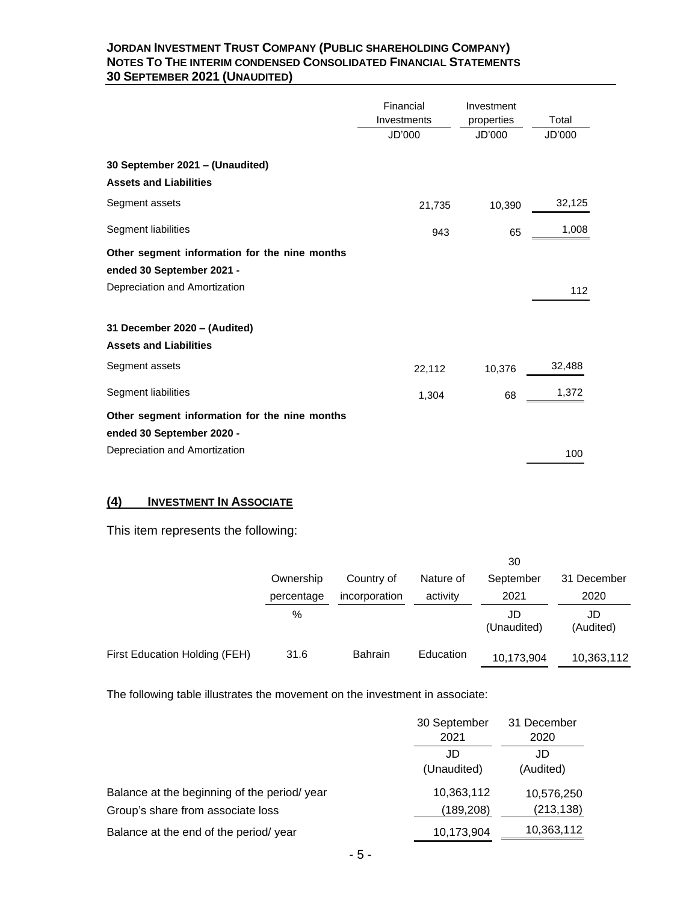|  | Financial Investments | Investment properties | Total |
|---|---|---|---|
|  | JD'000 | JD'000 | JD'000 |
| **30 September 2021 – (Unaudited)** |  |  |  |
| **Assets and Liabilities** |  |  |  |
| Segment assets | 21,735 | 10,390 | 32,125 |
| Segment liabilities | 943 | 65 | 1,008 |
| **Other segment information for the nine months ended 30 September 2021 -** |  |  |  |
| Depreciation and Amortization |  |  | 112 |
|  |  |  |  |
| **31 December 2020 – (Audited)** |  |  |  |
| **Assets and Liabilities** |  |  |  |
| Segment assets | 22,112 | 10,376 | 32,488 |
| Segment liabilities | 1,304 | 68 | 1,372 |
| **Other segment information for the nine months ended 30 September 2020 -** |  |  |  |
| Depreciation and Amortization |  |  | 100 |

## (4) INVESTMENT IN ASSOCIATE

This item represents the following:

|  | Ownership percentage | Country of incorporation | Nature of activity | 30 September 2021 | 31 December 2020 |
|---|---|---|---|---|---|
|  | % |  |  | JD (Unaudited) | JD (Audited) |
| First Education Holding (FEH) | 31.6 | Bahrain | Education | 10,173,904 | 10,363,112 |

The following table illustrates the movement on the investment in associate:

|  | 30 September 2021 | 31 December 2020 |
|---|---|---|
|  | JD (Unaudited) | JD (Audited) |
| Balance at the beginning of the period/ year | 10,363,112 | 10,576,250 |
| Group's share from associate loss | (189,208) | (213,138) |
| Balance at the end of the period/ year | 10,173,904 | 10,363,112 |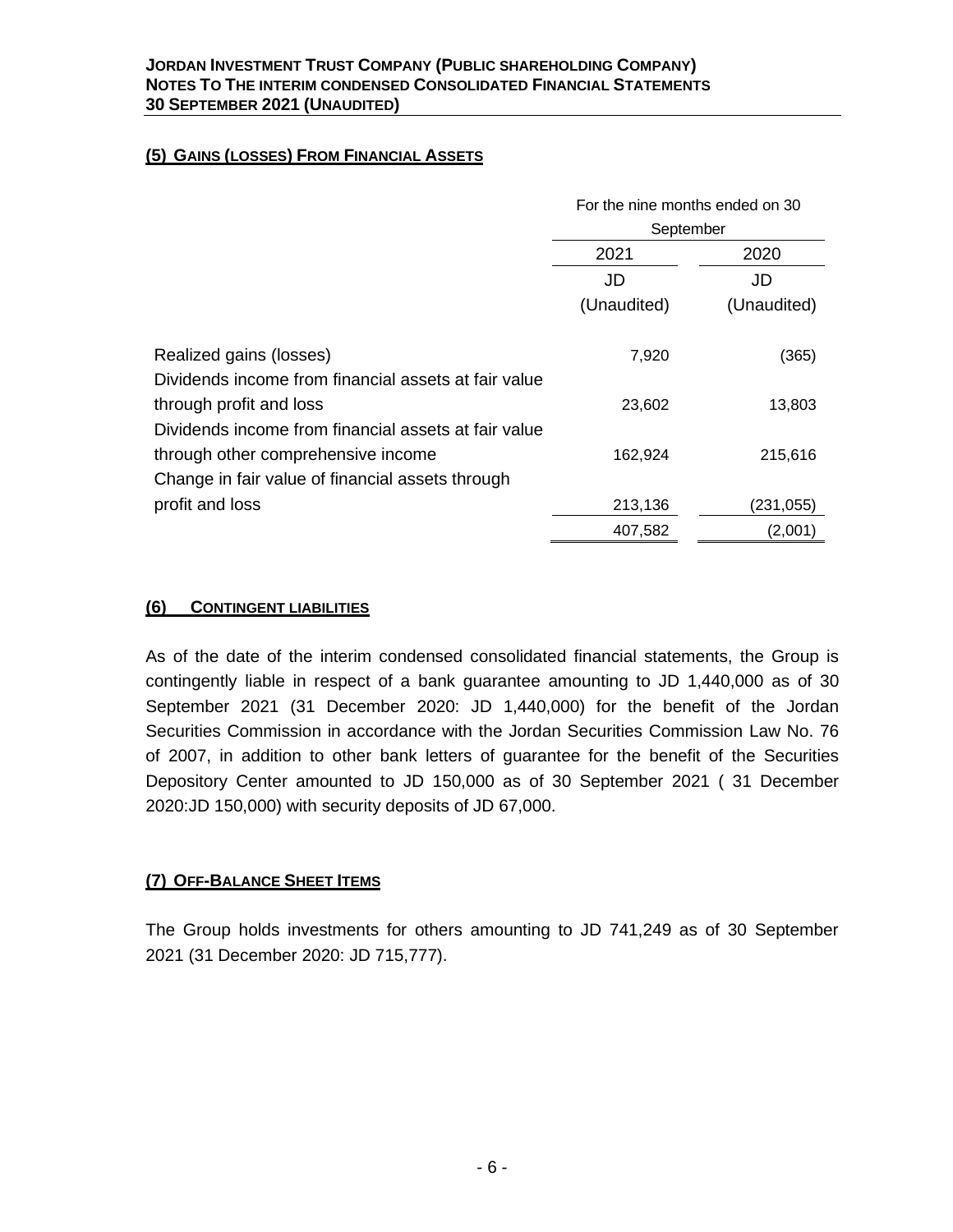## (5) Gains (Losses) From Financial Assets

| | For the nine months ended on 30 September | |
|---|---|---|
| | 2021 | 2020 |
| | JD | JD |
| | (Unaudited) | (Unaudited) |
| Realized gains (losses) | 7,920 | (365) |
| Dividends income from financial assets at fair value through profit and loss | 23,602 | 13,803 |
| Dividends income from financial assets at fair value through other comprehensive income | 162,924 | 215,616 |
| Change in fair value of financial assets through profit and loss | 213,136 | (231,055) |
| | 407,582 | (2,001) |

## (6) Contingent liabilities

As of the date of the interim condensed consolidated financial statements, the Group is contingently liable in respect of a bank guarantee amounting to JD 1,440,000 as of 30 September 2021 (31 December 2020: JD 1,440,000) for the benefit of the Jordan Securities Commission in accordance with the Jordan Securities Commission Law No. 76 of 2007, in addition to other bank letters of guarantee for the benefit of the Securities Depository Center amounted to JD 150,000 as of 30 September 2021 ( 31 December 2020:JD 150,000) with security deposits of JD 67,000.

## (7) Off-Balance Sheet Items

The Group holds investments for others amounting to JD 741,249 as of 30 September 2021 (31 December 2020: JD 715,777).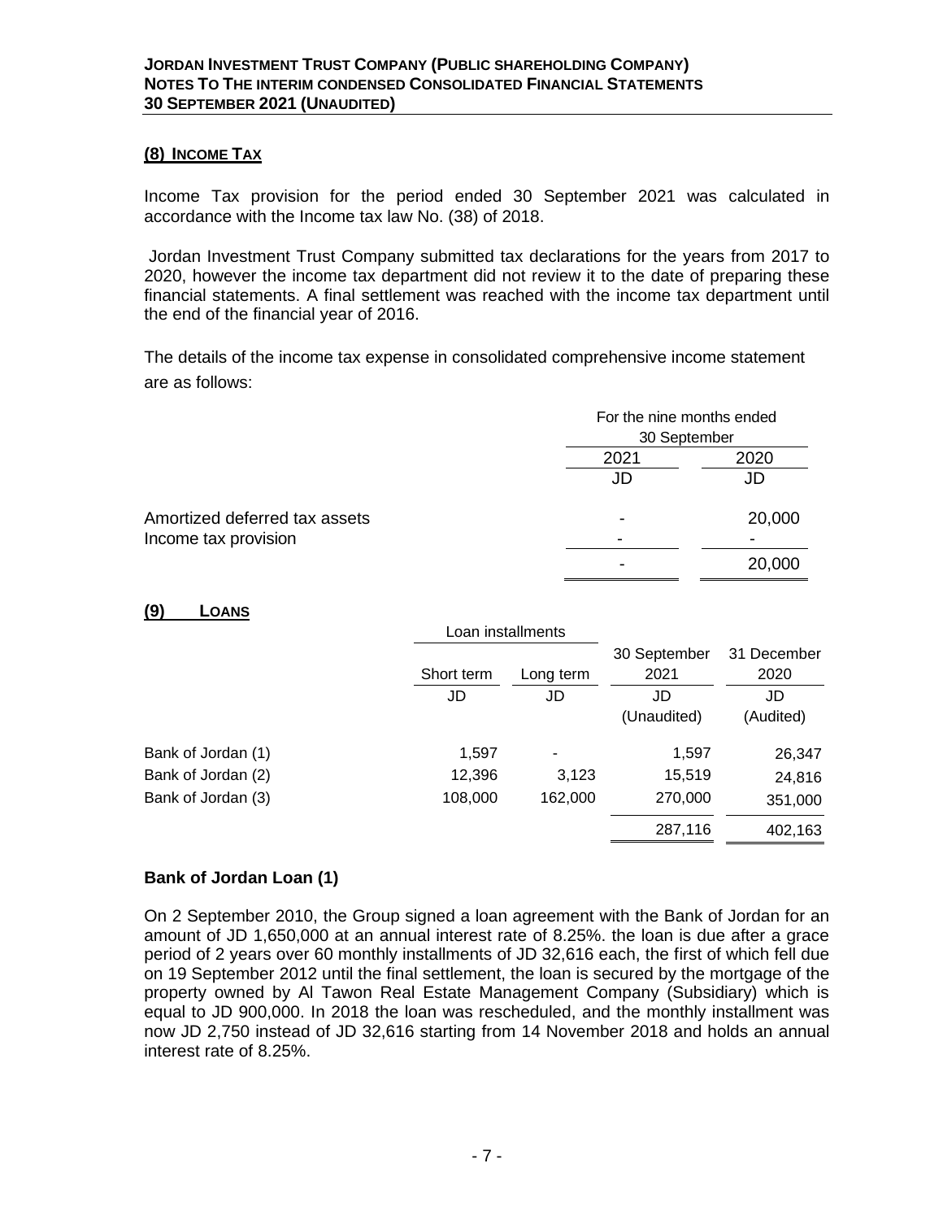## (8) Income Tax

Income Tax provision for the period ended 30 September 2021 was calculated in accordance with the Income tax law No. (38) of 2018.

Jordan Investment Trust Company submitted tax declarations for the years from 2017 to 2020, however the income tax department did not review it to the date of preparing these financial statements. A final settlement was reached with the income tax department until the end of the financial year of 2016.

The details of the income tax expense in consolidated comprehensive income statement are as follows:

| | For the nine months ended 30 September | |
|---|---|---|
| | 2021 | 2020 |
| | JD | JD |
| Amortized deferred tax assets | - | 20,000 |
| Income tax provision | - | - |
| | - | 20,000 |

## (9) Loans

| | Loan installments | | 30 September 2021 | 31 December 2020 |
|---|---|---|---|---|
| | Short term | Long term | | |
| | JD | JD | JD (Unaudited) | JD (Audited) |
| Bank of Jordan (1) | 1,597 | - | 1,597 | 26,347 |
| Bank of Jordan (2) | 12,396 | 3,123 | 15,519 | 24,816 |
| Bank of Jordan (3) | 108,000 | 162,000 | 270,000 | 351,000 |
| | | | 287,116 | 402,163 |

### Bank of Jordan Loan (1)

On 2 September 2010, the Group signed a loan agreement with the Bank of Jordan for an amount of JD 1,650,000 at an annual interest rate of 8.25%. the loan is due after a grace period of 2 years over 60 monthly installments of JD 32,616 each, the first of which fell due on 19 September 2012 until the final settlement, the loan is secured by the mortgage of the property owned by Al Tawon Real Estate Management Company (Subsidiary) which is equal to JD 900,000. In 2018 the loan was rescheduled, and the monthly installment was now JD 2,750 instead of JD 32,616 starting from 14 November 2018 and holds an annual interest rate of 8.25%.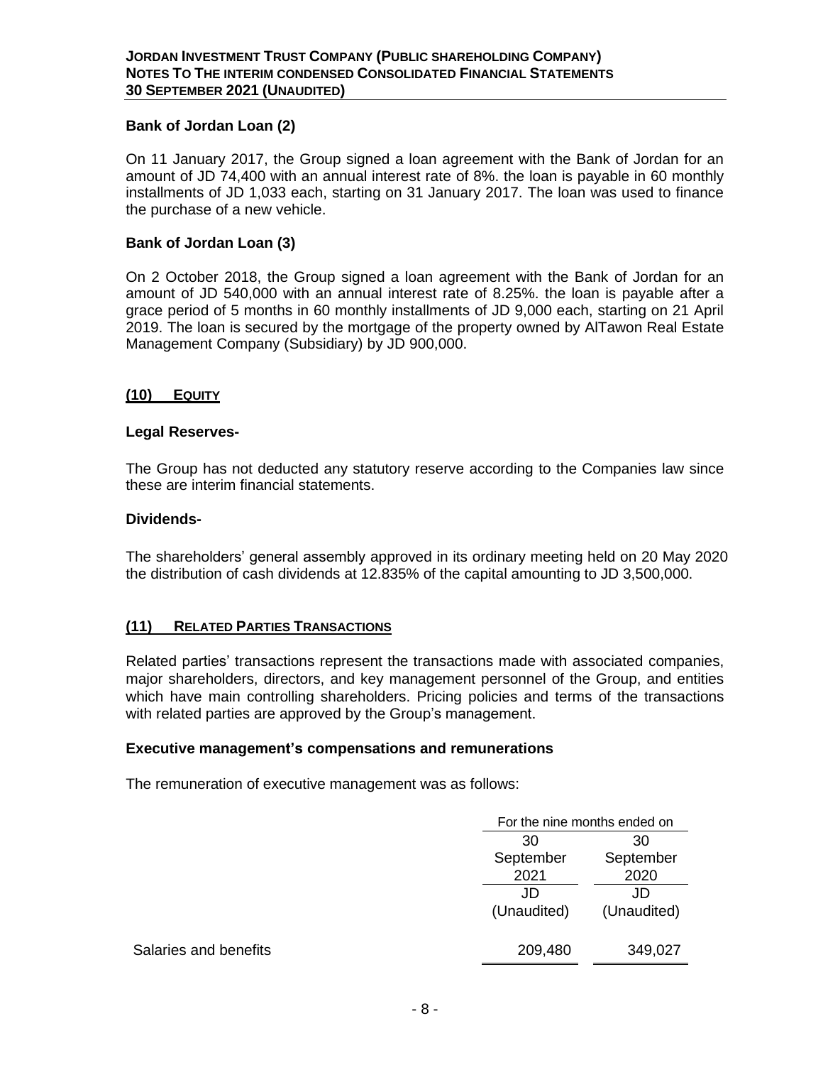### Bank of Jordan Loan (2)

On 11 January 2017, the Group signed a loan agreement with the Bank of Jordan for an amount of JD 74,400 with an annual interest rate of 8%. the loan is payable in 60 monthly installments of JD 1,033 each, starting on 31 January 2017. The loan was used to finance the purchase of a new vehicle.

### Bank of Jordan Loan (3)

On 2 October 2018, the Group signed a loan agreement with the Bank of Jordan for an amount of JD 540,000 with an annual interest rate of 8.25%. the loan is payable after a grace period of 5 months in 60 monthly installments of JD 9,000 each, starting on 21 April 2019. The loan is secured by the mortgage of the property owned by AlTawon Real Estate Management Company (Subsidiary) by JD 900,000.

## (10) EQUITY

### Legal Reserves-

The Group has not deducted any statutory reserve according to the Companies law since these are interim financial statements.

### Dividends-

The shareholders' general assembly approved in its ordinary meeting held on 20 May 2020 the distribution of cash dividends at 12.835% of the capital amounting to JD 3,500,000.

## (11) RELATED PARTIES TRANSACTIONS

Related parties' transactions represent the transactions made with associated companies, major shareholders, directors, and key management personnel of the Group, and entities which have main controlling shareholders. Pricing policies and terms of the transactions with related parties are approved by the Group's management.

### Executive management's compensations and remunerations

The remuneration of executive management was as follows:

| | For the nine months ended on | |
|---|---|---|
| | 30 September 2021 | 30 September 2020 |
| | JD (Unaudited) | JD (Unaudited) |
| Salaries and benefits | 209,480 | 349,027 |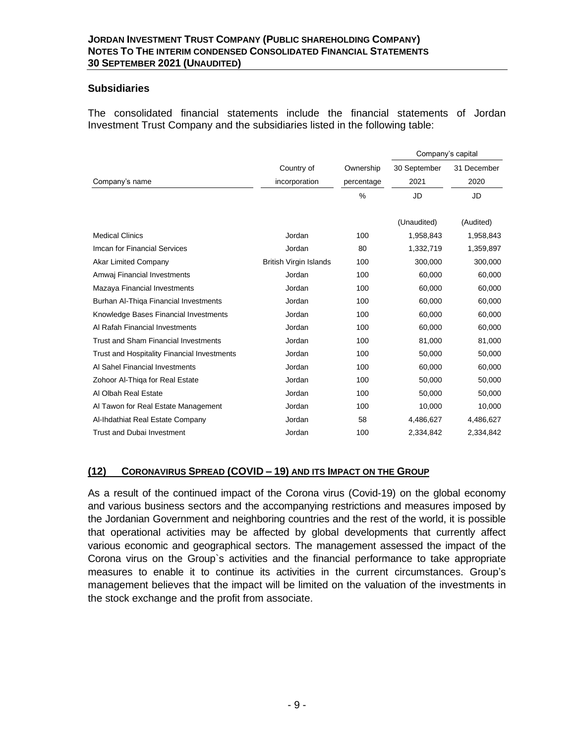## Subsidiaries

The consolidated financial statements include the financial statements of Jordan Investment Trust Company and the subsidiaries listed in the following table:

| Company's name | Country of incorporation | Ownership percentage | Company's capital | |
|---|---|---|---|---|
| | | | 30 September 2021 | 31 December 2020 |
| | | % | JD | JD |
| | | | (Unaudited) | (Audited) |
| Medical Clinics | Jordan | 100 | 1,958,843 | 1,958,843 |
| Imcan for Financial Services | Jordan | 80 | 1,332,719 | 1,359,897 |
| Akar Limited Company | British Virgin Islands | 100 | 300,000 | 300,000 |
| Amwaj Financial Investments | Jordan | 100 | 60,000 | 60,000 |
| Mazaya Financial Investments | Jordan | 100 | 60,000 | 60,000 |
| Burhan Al-Thiqa Financial Investments | Jordan | 100 | 60,000 | 60,000 |
| Knowledge Bases Financial Investments | Jordan | 100 | 60,000 | 60,000 |
| Al Rafah Financial Investments | Jordan | 100 | 60,000 | 60,000 |
| Trust and Sham Financial Investments | Jordan | 100 | 81,000 | 81,000 |
| Trust and Hospitality Financial Investments | Jordan | 100 | 50,000 | 50,000 |
| Al Sahel Financial Investments | Jordan | 100 | 60,000 | 60,000 |
| Zohoor Al-Thiqa for Real Estate | Jordan | 100 | 50,000 | 50,000 |
| Al Olbah Real Estate | Jordan | 100 | 50,000 | 50,000 |
| Al Tawon for Real Estate Management | Jordan | 100 | 10,000 | 10,000 |
| Al-Ihdathiat Real Estate Company | Jordan | 58 | 4,486,627 | 4,486,627 |
| Trust and Dubai Investment | Jordan | 100 | 2,334,842 | 2,334,842 |

## (12) Coronavirus Spread (COVID – 19) and its Impact on the Group

As a result of the continued impact of the Corona virus (Covid-19) on the global economy and various business sectors and the accompanying restrictions and measures imposed by the Jordanian Government and neighboring countries and the rest of the world, it is possible that operational activities may be affected by global developments that currently affect various economic and geographical sectors. The management assessed the impact of the Corona virus on the Group`s activities and the financial performance to take appropriate measures to enable it to continue its activities in the current circumstances. Group's management believes that the impact will be limited on the valuation of the investments in the stock exchange and the profit from associate.